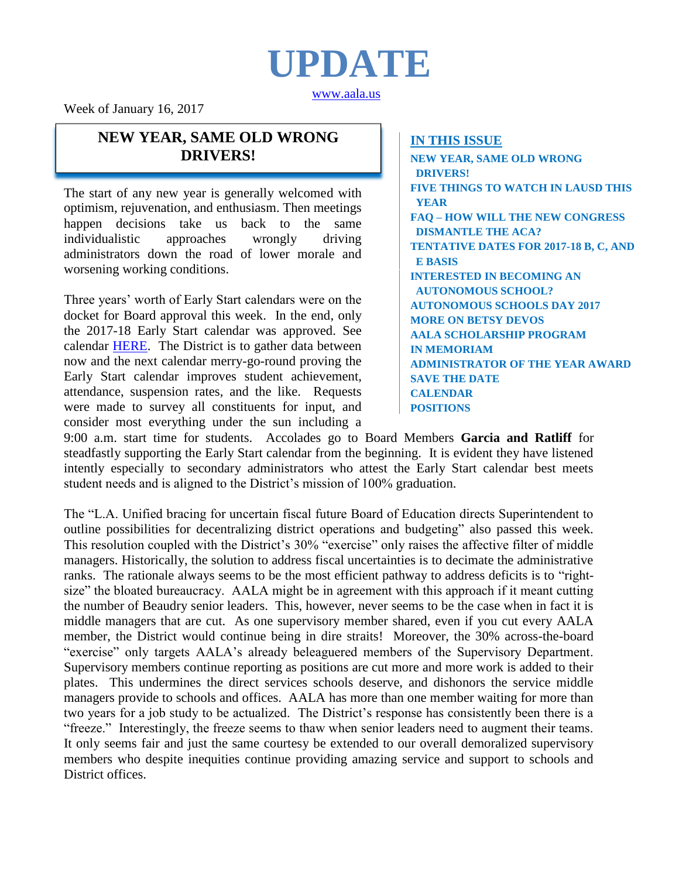# UPDATE

www.aala.us

Week of January 16, 2017

## NEW YEAR, SAME OLD WRONG DRIVERS!

The start of any new year is generally welcomed with optimism, rejuvenation, and enthusiasm. Then meetings happen decisions take us back to the same individualistic approaches wrongly driving administrators down the road of lower morale and worsening working conditions.

Three years' worth of Early Start calendars were on the docket for Board approval this week. In the end, only the 2017-18 Early Start calendar was approved. See calendar [HERE](). The District is to gather data between now and the next calendar merry-go-round proving the Early Start calendar improves student achievement, attendance, suspension rates, and the like. Requests were made to survey all constituents for input, and consider most everything under the sun including a 9:00 a.m. start time for students. Accolades go to Board Members **Garcia and Ratliff** for steadfastly supporting the Early Start calendar from the beginning. It is evident they have listened intently especially to secondary administrators who attest the Early Start calendar best meets student needs and is aligned to the District's mission of 100% graduation.

The "L.A. Unified bracing for uncertain fiscal future Board of Education directs Superintendent to outline possibilities for decentralizing district operations and budgeting" also passed this week. This resolution coupled with the District's 30% "exercise" only raises the affective filter of middle managers. Historically, the solution to address fiscal uncertainties is to decimate the administrative ranks. The rationale always seems to be the most efficient pathway to address deficits is to "right-size" the bloated bureaucracy. AALA might be in agreement with this approach if it meant cutting the number of Beaudry senior leaders. This, however, never seems to be the case when in fact it is middle managers that are cut. As one supervisory member shared, even if you cut every AALA member, the District would continue being in dire straits! Moreover, the 30% across-the-board "exercise" only targets AALA's already beleaguered members of the Supervisory Department. Supervisory members continue reporting as positions are cut more and more work is added to their plates. This undermines the direct services schools deserve, and dishonors the service middle managers provide to schools and offices. AALA has more than one member waiting for more than two years for a job study to be actualized. The District's response has consistently been there is a "freeze." Interestingly, the freeze seems to thaw when senior leaders need to augment their teams. It only seems fair and just the same courtesy be extended to our overall demoralized supervisory members who despite inequities continue providing amazing service and support to schools and District offices.

**IN THIS ISSUE**

- NEW YEAR, SAME OLD WRONG DRIVERS!
- FIVE THINGS TO WATCH IN LAUSD THIS YEAR
- FAQ – HOW WILL THE NEW CONGRESS DISMANTLE THE ACA?
- TENTATIVE DATES FOR 2017-18 B, C, AND E BASIS
- INTERESTED IN BECOMING AN AUTONOMOUS SCHOOL?
- AUTONOMOUS SCHOOLS DAY 2017
- MORE ON BETSY DEVOS
- AALA SCHOLARSHIP PROGRAM
- IN MEMORIAM
- ADMINISTRATOR OF THE YEAR AWARD
- SAVE THE DATE
- CALENDAR
- POSITIONS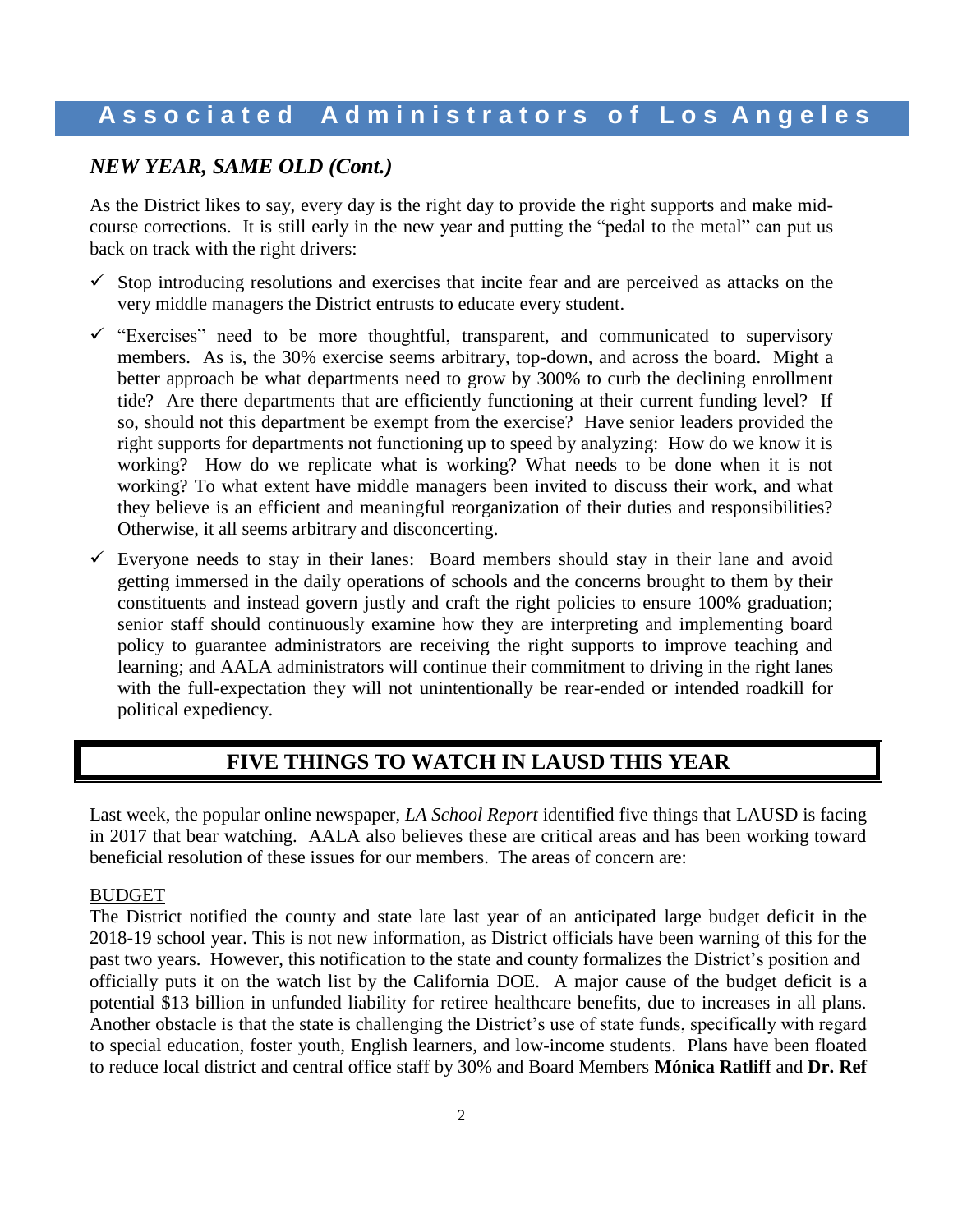## NEW YEAR, SAME OLD (Cont.)

As the District likes to say, every day is the right day to provide the right supports and make mid-course corrections. It is still early in the new year and putting the "pedal to the metal" can put us back on track with the right drivers:

- ✓ Stop introducing resolutions and exercises that incite fear and are perceived as attacks on the very middle managers the District entrusts to educate every student.
- ✓ "Exercises" need to be more thoughtful, transparent, and communicated to supervisory members. As is, the 30% exercise seems arbitrary, top-down, and across the board. Might a better approach be what departments need to grow by 300% to curb the declining enrollment tide? Are there departments that are efficiently functioning at their current funding level? If so, should not this department be exempt from the exercise? Have senior leaders provided the right supports for departments not functioning up to speed by analyzing: How do we know it is working? How do we replicate what is working? What needs to be done when it is not working? To what extent have middle managers been invited to discuss their work, and what they believe is an efficient and meaningful reorganization of their duties and responsibilities? Otherwise, it all seems arbitrary and disconcerting.
- ✓ Everyone needs to stay in their lanes: Board members should stay in their lane and avoid getting immersed in the daily operations of schools and the concerns brought to them by their constituents and instead govern justly and craft the right policies to ensure 100% graduation; senior staff should continuously examine how they are interpreting and implementing board policy to guarantee administrators are receiving the right supports to improve teaching and learning; and AALA administrators will continue their commitment to driving in the right lanes with the full-expectation they will not unintentionally be rear-ended or intended roadkill for political expediency.

## FIVE THINGS TO WATCH IN LAUSD THIS YEAR

Last week, the popular online newspaper, *LA School Report* identified five things that LAUSD is facing in 2017 that bear watching. AALA also believes these are critical areas and has been working toward beneficial resolution of these issues for our members. The areas of concern are:

BUDGET

The District notified the county and state late last year of an anticipated large budget deficit in the 2018-19 school year. This is not new information, as District officials have been warning of this for the past two years. However, this notification to the state and county formalizes the District's position and officially puts it on the watch list by the California DOE. A major cause of the budget deficit is a potential $13 billion in unfunded liability for retiree healthcare benefits, due to increases in all plans. Another obstacle is that the state is challenging the District's use of state funds, specifically with regard to special education, foster youth, English learners, and low-income students. Plans have been floated to reduce local district and central office staff by 30% and Board Members **Mónica Ratliff** and **Dr. Ref**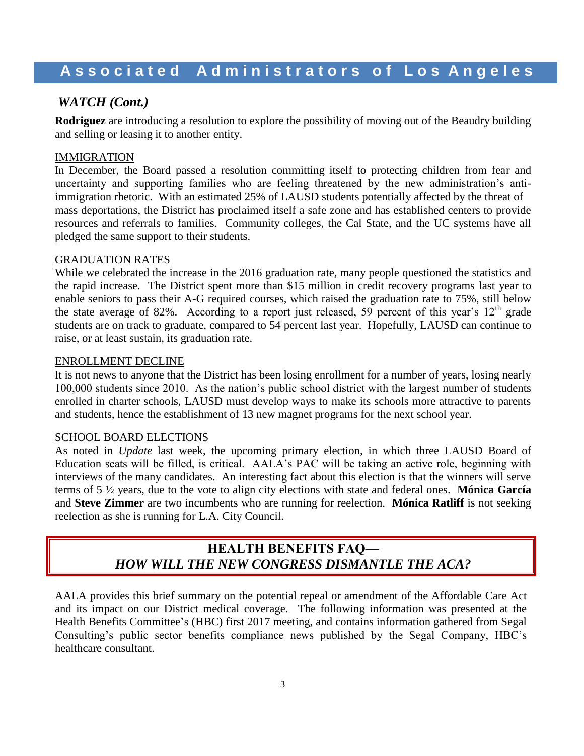## *WATCH (Cont.)*

**Rodriguez** are introducing a resolution to explore the possibility of moving out of the Beaudry building and selling or leasing it to another entity.

IMMIGRATION

In December, the Board passed a resolution committing itself to protecting children from fear and uncertainty and supporting families who are feeling threatened by the new administration's anti-immigration rhetoric. With an estimated 25% of LAUSD students potentially affected by the threat of mass deportations, the District has proclaimed itself a safe zone and has established centers to provide resources and referrals to families. Community colleges, the Cal State, and the UC systems have all pledged the same support to their students.

GRADUATION RATES

While we celebrated the increase in the 2016 graduation rate, many people questioned the statistics and the rapid increase. The District spent more than $15 million in credit recovery programs last year to enable seniors to pass their A-G required courses, which raised the graduation rate to 75%, still below the state average of 82%. According to a report just released, 59 percent of this year's 12th grade students are on track to graduate, compared to 54 percent last year. Hopefully, LAUSD can continue to raise, or at least sustain, its graduation rate.

ENROLLMENT DECLINE

It is not news to anyone that the District has been losing enrollment for a number of years, losing nearly 100,000 students since 2010. As the nation's public school district with the largest number of students enrolled in charter schools, LAUSD must develop ways to make its schools more attractive to parents and students, hence the establishment of 13 new magnet programs for the next school year.

SCHOOL BOARD ELECTIONS

As noted in *Update* last week, the upcoming primary election, in which three LAUSD Board of Education seats will be filled, is critical. AALA's PAC will be taking an active role, beginning with interviews of the many candidates. An interesting fact about this election is that the winners will serve terms of 5 ½ years, due to the vote to align city elections with state and federal ones. **Mónica García** and **Steve Zimmer** are two incumbents who are running for reelection. **Mónica Ratliff** is not seeking reelection as she is running for L.A. City Council.

## HEALTH BENEFITS FAQ—
## *HOW WILL THE NEW CONGRESS DISMANTLE THE ACA?*

AALA provides this brief summary on the potential repeal or amendment of the Affordable Care Act and its impact on our District medical coverage. The following information was presented at the Health Benefits Committee's (HBC) first 2017 meeting, and contains information gathered from Segal Consulting's public sector benefits compliance news published by the Segal Company, HBC's healthcare consultant.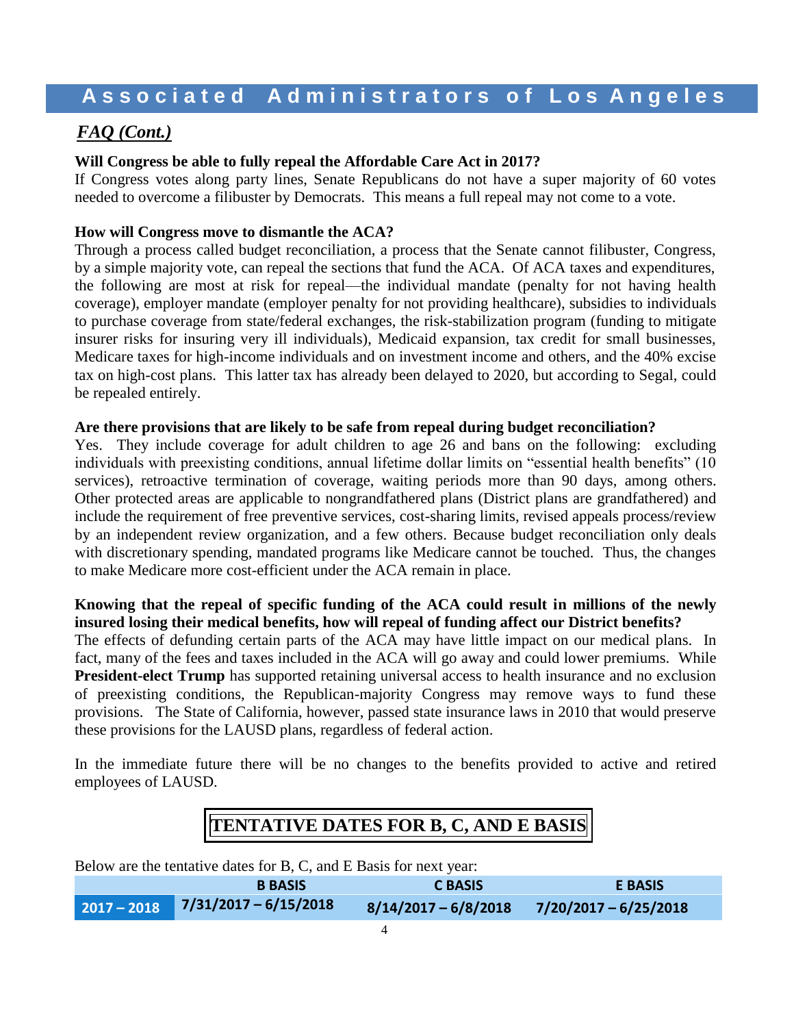## *FAQ (Cont.)*

**Will Congress be able to fully repeal the Affordable Care Act in 2017?**

If Congress votes along party lines, Senate Republicans do not have a super majority of 60 votes needed to overcome a filibuster by Democrats. This means a full repeal may not come to a vote.

**How will Congress move to dismantle the ACA?**

Through a process called budget reconciliation, a process that the Senate cannot filibuster, Congress, by a simple majority vote, can repeal the sections that fund the ACA. Of ACA taxes and expenditures, the following are most at risk for repeal—the individual mandate (penalty for not having health coverage), employer mandate (employer penalty for not providing healthcare), subsidies to individuals to purchase coverage from state/federal exchanges, the risk-stabilization program (funding to mitigate insurer risks for insuring very ill individuals), Medicaid expansion, tax credit for small businesses, Medicare taxes for high-income individuals and on investment income and others, and the 40% excise tax on high-cost plans. This latter tax has already been delayed to 2020, but according to Segal, could be repealed entirely.

**Are there provisions that are likely to be safe from repeal during budget reconciliation?**

Yes. They include coverage for adult children to age 26 and bans on the following: excluding individuals with preexisting conditions, annual lifetime dollar limits on "essential health benefits" (10 services), retroactive termination of coverage, waiting periods more than 90 days, among others. Other protected areas are applicable to nongrandfathered plans (District plans are grandfathered) and include the requirement of free preventive services, cost-sharing limits, revised appeals process/review by an independent review organization, and a few others. Because budget reconciliation only deals with discretionary spending, mandated programs like Medicare cannot be touched. Thus, the changes to make Medicare more cost-efficient under the ACA remain in place.

**Knowing that the repeal of specific funding of the ACA could result in millions of the newly insured losing their medical benefits, how will repeal of funding affect our District benefits?**

The effects of defunding certain parts of the ACA may have little impact on our medical plans. In fact, many of the fees and taxes included in the ACA will go away and could lower premiums. While **President-elect Trump** has supported retaining universal access to health insurance and no exclusion of preexisting conditions, the Republican-majority Congress may remove ways to fund these provisions. The State of California, however, passed state insurance laws in 2010 that would preserve these provisions for the LAUSD plans, regardless of federal action.

In the immediate future there will be no changes to the benefits provided to active and retired employees of LAUSD.

## TENTATIVE DATES FOR B, C, AND E BASIS

Below are the tentative dates for B, C, and E Basis for next year:

| | B BASIS | C BASIS | E BASIS |
|---|---|---|---|
| 2017 – 2018 | 7/31/2017 – 6/15/2018 | 8/14/2017 – 6/8/2018 | 7/20/2017 – 6/25/2018 |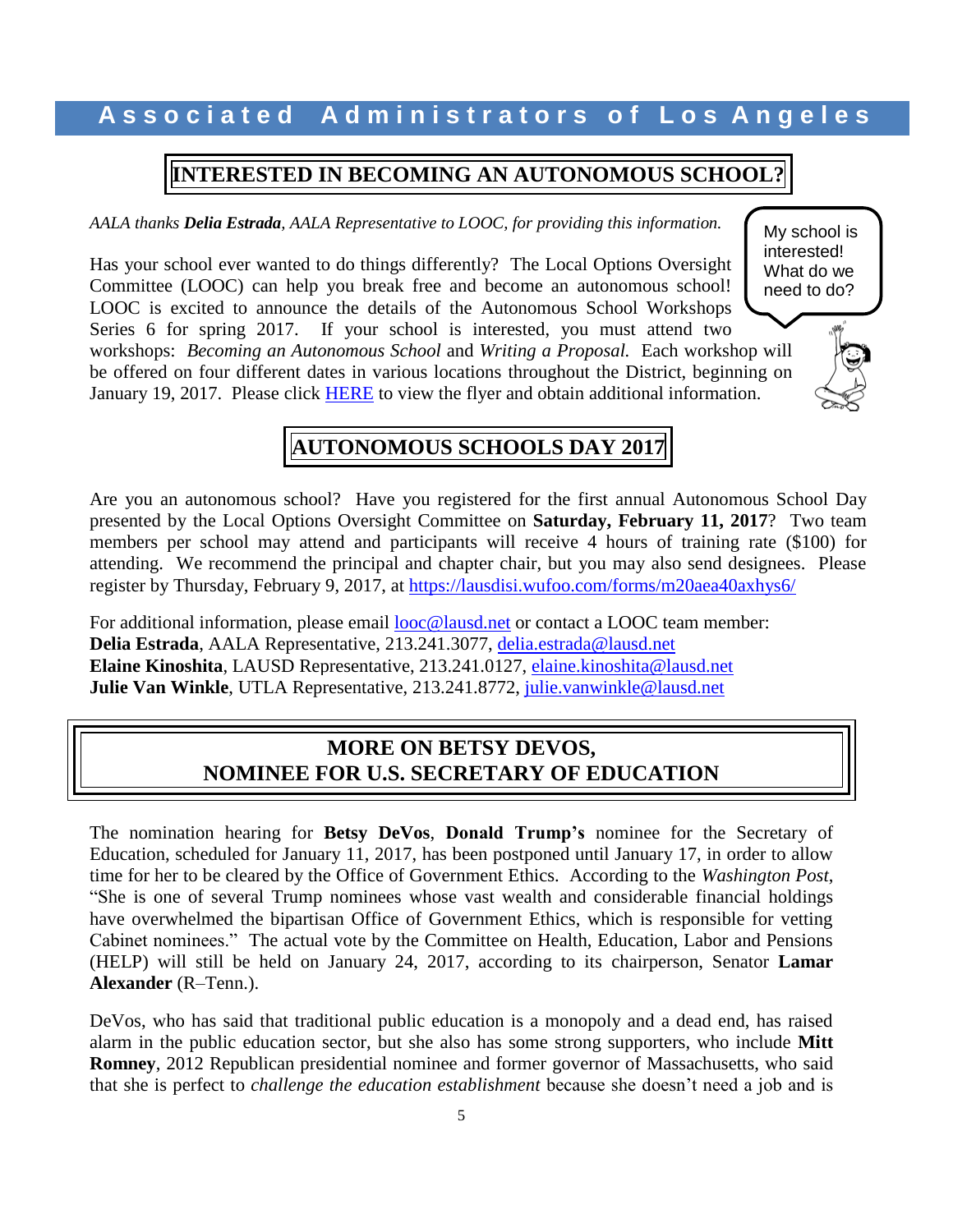# INTERESTED IN BECOMING AN AUTONOMOUS SCHOOL?

*AALA thanks **Delia Estrada**, AALA Representative to LOOC, for providing this information.*

My school is interested! What do we need to do?

Has your school ever wanted to do things differently? The Local Options Oversight Committee (LOOC) can help you break free and become an autonomous school! LOOC is excited to announce the details of the Autonomous School Workshops Series 6 for spring 2017. If your school is interested, you must attend two workshops: *Becoming an Autonomous School* and *Writing a Proposal.* Each workshop will be offered on four different dates in various locations throughout the District, beginning on January 19, 2017. Please click HERE to view the flyer and obtain additional information.

# AUTONOMOUS SCHOOLS DAY 2017

Are you an autonomous school? Have you registered for the first annual Autonomous School Day presented by the Local Options Oversight Committee on **Saturday, February 11, 2017**? Two team members per school may attend and participants will receive 4 hours of training rate ($100) for attending. We recommend the principal and chapter chair, but you may also send designees. Please register by Thursday, February 9, 2017, at https://lausdisi.wufoo.com/forms/m20aea40axhys6/

For additional information, please email looc@lausd.net or contact a LOOC team member:
**Delia Estrada**, AALA Representative, 213.241.3077, delia.estrada@lausd.net
**Elaine Kinoshita**, LAUSD Representative, 213.241.0127, elaine.kinoshita@lausd.net
**Julie Van Winkle**, UTLA Representative, 213.241.8772, julie.vanwinkle@lausd.net

# MORE ON BETSY DEVOS, NOMINEE FOR U.S. SECRETARY OF EDUCATION

The nomination hearing for **Betsy DeVos**, **Donald Trump's** nominee for the Secretary of Education, scheduled for January 11, 2017, has been postponed until January 17, in order to allow time for her to be cleared by the Office of Government Ethics. According to the *Washington Post*, "She is one of several Trump nominees whose vast wealth and considerable financial holdings have overwhelmed the bipartisan Office of Government Ethics, which is responsible for vetting Cabinet nominees." The actual vote by the Committee on Health, Education, Labor and Pensions (HELP) will still be held on January 24, 2017, according to its chairperson, Senator **Lamar Alexander** (R–Tenn.).

DeVos, who has said that traditional public education is a monopoly and a dead end, has raised alarm in the public education sector, but she also has some strong supporters, who include **Mitt Romney**, 2012 Republican presidential nominee and former governor of Massachusetts, who said that she is perfect to *challenge the education establishment* because she doesn't need a job and is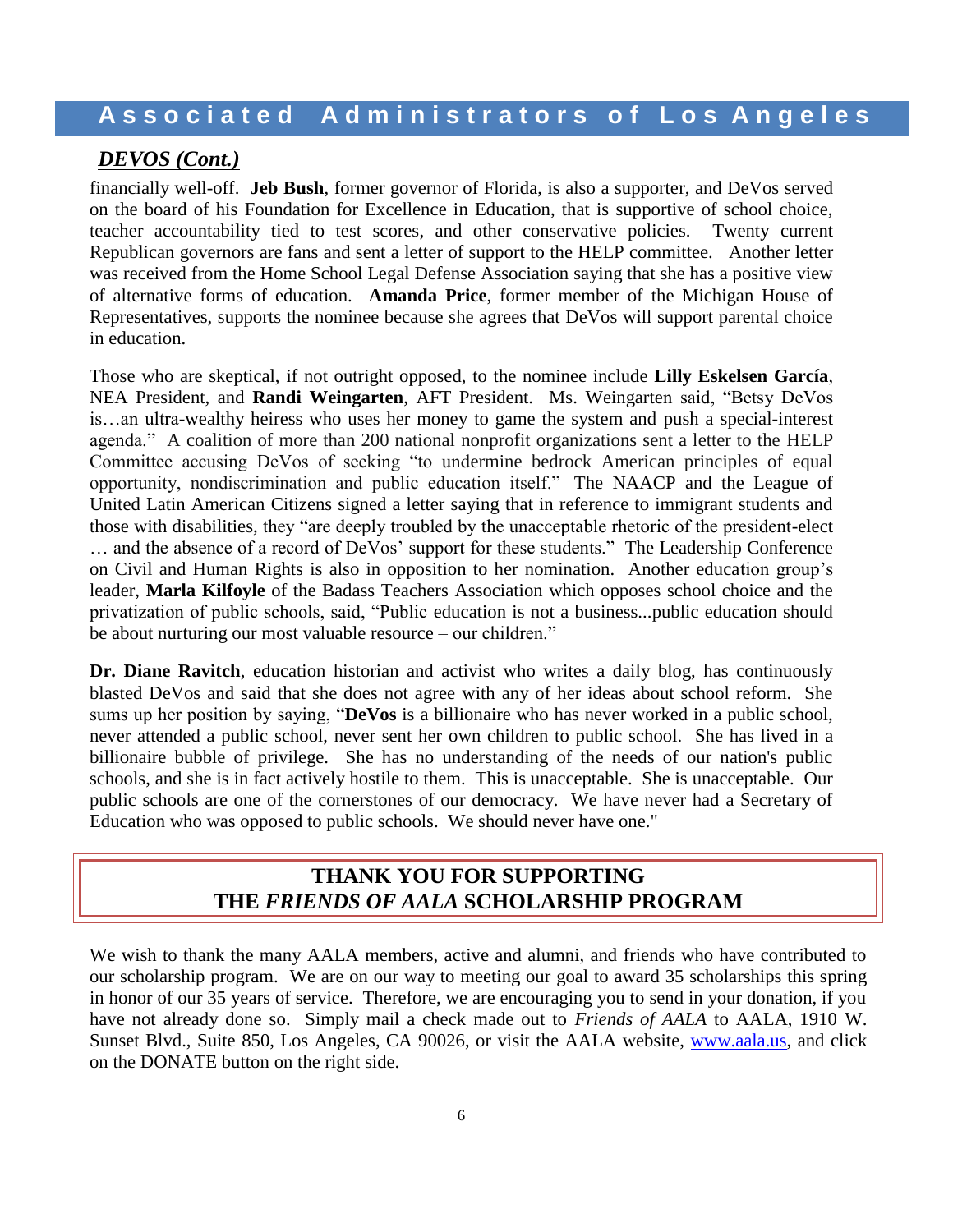## *DEVOS (Cont.)*

financially well-off. **Jeb Bush**, former governor of Florida, is also a supporter, and DeVos served on the board of his Foundation for Excellence in Education, that is supportive of school choice, teacher accountability tied to test scores, and other conservative policies. Twenty current Republican governors are fans and sent a letter of support to the HELP committee. Another letter was received from the Home School Legal Defense Association saying that she has a positive view of alternative forms of education. **Amanda Price**, former member of the Michigan House of Representatives, supports the nominee because she agrees that DeVos will support parental choice in education.

Those who are skeptical, if not outright opposed, to the nominee include **Lilly Eskelsen García**, NEA President, and **Randi Weingarten**, AFT President. Ms. Weingarten said, "Betsy DeVos is…an ultra-wealthy heiress who uses her money to game the system and push a special-interest agenda." A coalition of more than 200 national nonprofit organizations sent a letter to the HELP Committee accusing DeVos of seeking "to undermine bedrock American principles of equal opportunity, nondiscrimination and public education itself." The NAACP and the League of United Latin American Citizens signed a letter saying that in reference to immigrant students and those with disabilities, they "are deeply troubled by the unacceptable rhetoric of the president-elect … and the absence of a record of DeVos' support for these students." The Leadership Conference on Civil and Human Rights is also in opposition to her nomination. Another education group's leader, **Marla Kilfoyle** of the Badass Teachers Association which opposes school choice and the privatization of public schools, said, "Public education is not a business...public education should be about nurturing our most valuable resource – our children."

**Dr. Diane Ravitch**, education historian and activist who writes a daily blog, has continuously blasted DeVos and said that she does not agree with any of her ideas about school reform. She sums up her position by saying, "**DeVos** is a billionaire who has never worked in a public school, never attended a public school, never sent her own children to public school. She has lived in a billionaire bubble of privilege. She has no understanding of the needs of our nation's public schools, and she is in fact actively hostile to them. This is unacceptable. She is unacceptable. Our public schools are one of the cornerstones of our democracy. We have never had a Secretary of Education who was opposed to public schools. We should never have one."

## THANK YOU FOR SUPPORTING THE *FRIENDS OF AALA* SCHOLARSHIP PROGRAM

We wish to thank the many AALA members, active and alumni, and friends who have contributed to our scholarship program. We are on our way to meeting our goal to award 35 scholarships this spring in honor of our 35 years of service. Therefore, we are encouraging you to send in your donation, if you have not already done so. Simply mail a check made out to *Friends of AALA* to AALA, 1910 W. Sunset Blvd., Suite 850, Los Angeles, CA 90026, or visit the AALA website, www.aala.us, and click on the DONATE button on the right side.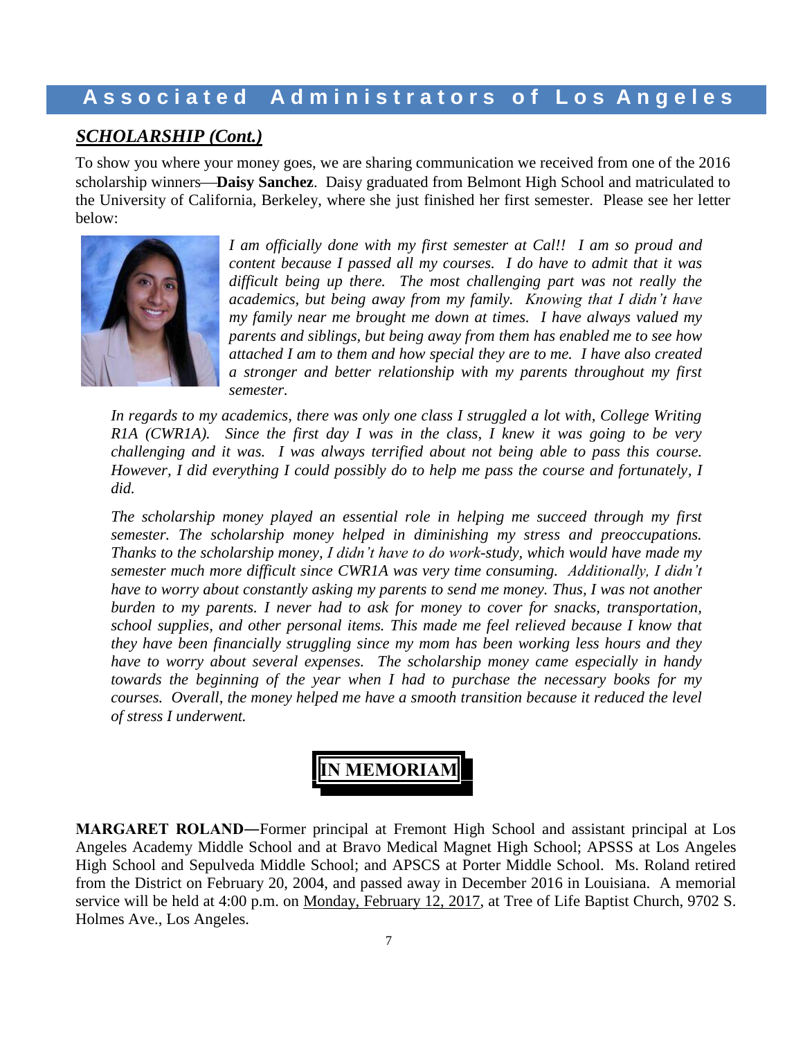## *SCHOLARSHIP (Cont.)*

To show you where your money goes, we are sharing communication we received from one of the 2016 scholarship winners—**Daisy Sanchez**. Daisy graduated from Belmont High School and matriculated to the University of California, Berkeley, where she just finished her first semester. Please see her letter below:

*I am officially done with my first semester at Cal!! I am so proud and content because I passed all my courses. I do have to admit that it was difficult being up there. The most challenging part was not really the academics, but being away from my family. Knowing that I didn't have my family near me brought me down at times. I have always valued my parents and siblings, but being away from them has enabled me to see how attached I am to them and how special they are to me. I have also created a stronger and better relationship with my parents throughout my first semester.*

*In regards to my academics, there was only one class I struggled a lot with, College Writing R1A (CWR1A). Since the first day I was in the class, I knew it was going to be very challenging and it was. I was always terrified about not being able to pass this course. However, I did everything I could possibly do to help me pass the course and fortunately, I did.*

*The scholarship money played an essential role in helping me succeed through my first semester. The scholarship money helped in diminishing my stress and preoccupations. Thanks to the scholarship money, I didn't have to do work-study, which would have made my semester much more difficult since CWR1A was very time consuming. Additionally, I didn't have to worry about constantly asking my parents to send me money. Thus, I was not another burden to my parents. I never had to ask for money to cover for snacks, transportation, school supplies, and other personal items. This made me feel relieved because I know that they have been financially struggling since my mom has been working less hours and they have to worry about several expenses. The scholarship money came especially in handy towards the beginning of the year when I had to purchase the necessary books for my courses. Overall, the money helped me have a smooth transition because it reduced the level of stress I underwent.*

## IN MEMORIAM

**MARGARET ROLAND—**Former principal at Fremont High School and assistant principal at Los Angeles Academy Middle School and at Bravo Medical Magnet High School; APSSS at Los Angeles High School and Sepulveda Middle School; and APSCS at Porter Middle School. Ms. Roland retired from the District on February 20, 2004, and passed away in December 2016 in Louisiana. A memorial service will be held at 4:00 p.m. on Monday, February 12, 2017, at Tree of Life Baptist Church, 9702 S. Holmes Ave., Los Angeles.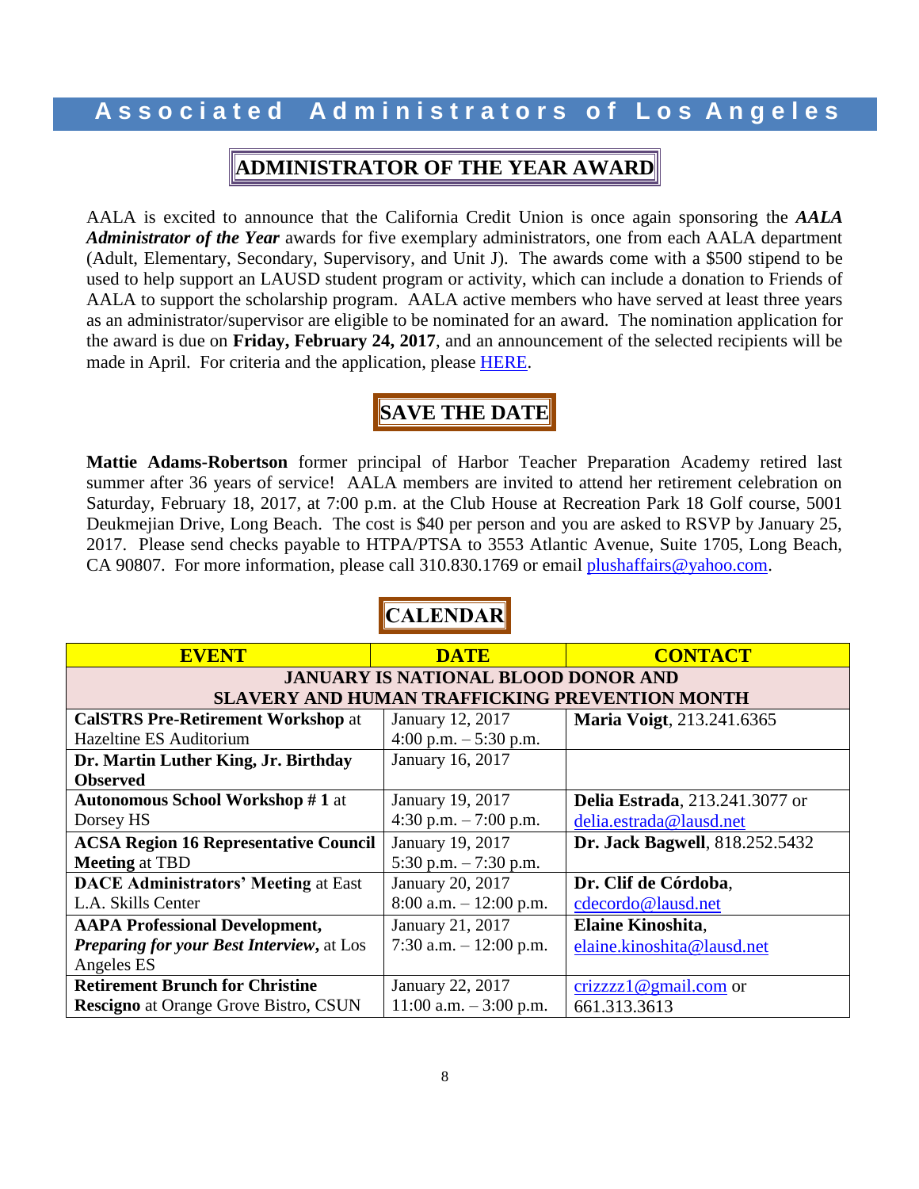## Associated Administrators of Los Angeles

## ADMINISTRATOR OF THE YEAR AWARD

AALA is excited to announce that the California Credit Union is once again sponsoring the ***AALA Administrator of the Year*** awards for five exemplary administrators, one from each AALA department (Adult, Elementary, Secondary, Supervisory, and Unit J). The awards come with a $500 stipend to be used to help support an LAUSD student program or activity, which can include a donation to Friends of AALA to support the scholarship program. AALA active members who have served at least three years as an administrator/supervisor are eligible to be nominated for an award. The nomination application for the award is due on **Friday, February 24, 2017**, and an announcement of the selected recipients will be made in April. For criteria and the application, please HERE.

## SAVE THE DATE

**Mattie Adams-Robertson** former principal of Harbor Teacher Preparation Academy retired last summer after 36 years of service! AALA members are invited to attend her retirement celebration on Saturday, February 18, 2017, at 7:00 p.m. at the Club House at Recreation Park 18 Golf course, 5001 Deukmejian Drive, Long Beach. The cost is $40 per person and you are asked to RSVP by January 25, 2017. Please send checks payable to HTPA/PTSA to 3553 Atlantic Avenue, Suite 1705, Long Beach, CA 90807. For more information, please call 310.830.1769 or email plushaffairs@yahoo.com.

## CALENDAR

| EVENT | DATE | CONTACT |
|---|---|---|
| **JANUARY IS NATIONAL BLOOD DONOR AND SLAVERY AND HUMAN TRAFFICKING PREVENTION MONTH** | | |
| **CalSTRS Pre-Retirement Workshop** at Hazeltine ES Auditorium | January 12, 2017<br>4:00 p.m. – 5:30 p.m. | **Maria Voigt**, 213.241.6365 |
| **Dr. Martin Luther King, Jr. Birthday Observed** | January 16, 2017 | |
| **Autonomous School Workshop # 1** at Dorsey HS | January 19, 2017<br>4:30 p.m. – 7:00 p.m. | **Delia Estrada**, 213.241.3077 or delia.estrada@lausd.net |
| **ACSA Region 16 Representative Council Meeting** at TBD | January 19, 2017<br>5:30 p.m. – 7:30 p.m. | **Dr. Jack Bagwell**, 818.252.5432 |
| **DACE Administrators' Meeting** at East L.A. Skills Center | January 20, 2017<br>8:00 a.m. – 12:00 p.m. | **Dr. Clif de Córdoba**, cdecordo@lausd.net |
| **AAPA Professional Development, *Preparing for your Best Interview*,** at Los Angeles ES | January 21, 2017<br>7:30 a.m. – 12:00 p.m. | **Elaine Kinoshita**, elaine.kinoshita@lausd.net |
| **Retirement Brunch for Christine Rescigno** at Orange Grove Bistro, CSUN | January 22, 2017<br>11:00 a.m. – 3:00 p.m. | crizzzz1@gmail.com or 661.313.3613 |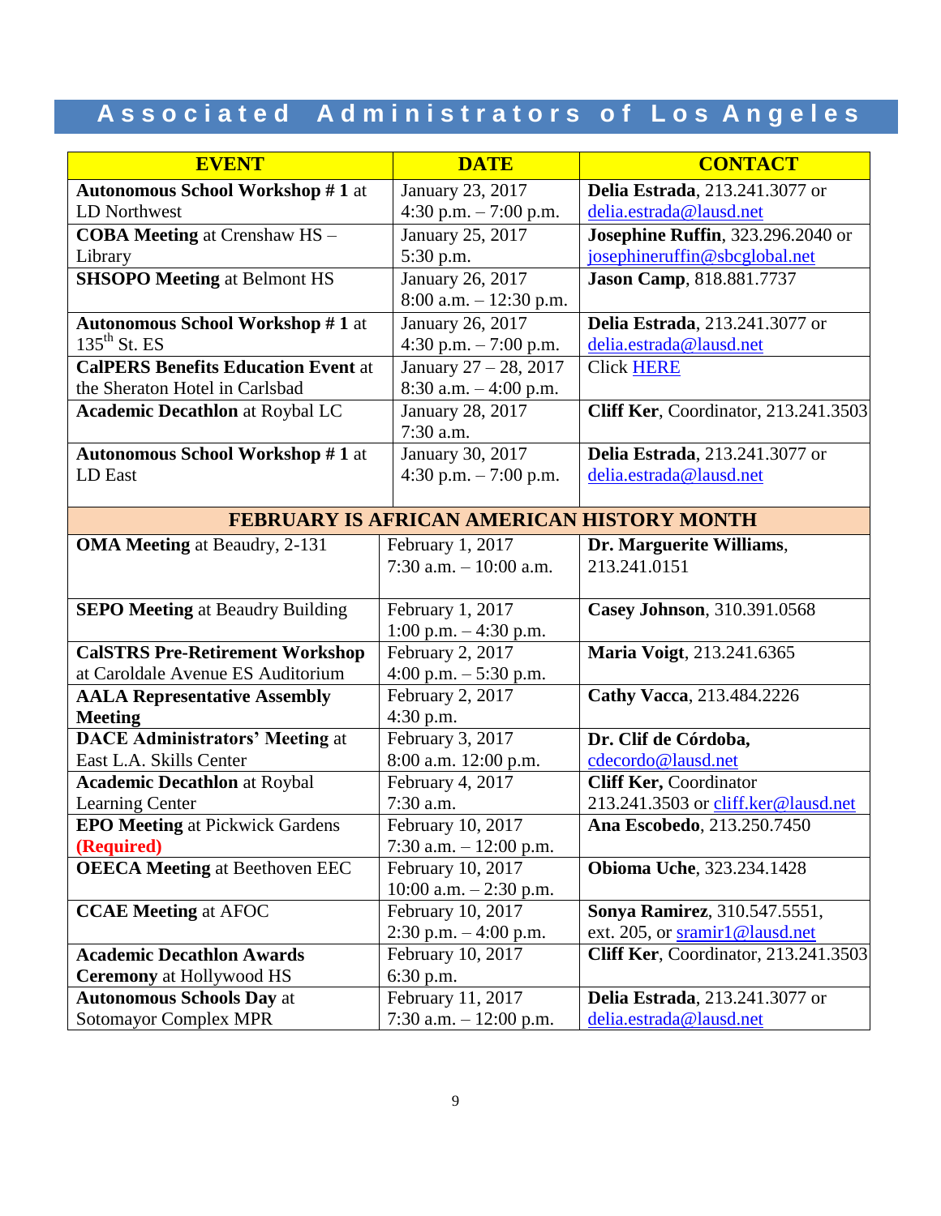# Associated Administrators of Los Angeles

| EVENT | DATE | CONTACT |
|---|---|---|
| **Autonomous School Workshop # 1** at LD Northwest | January 23, 2017 4:30 p.m. – 7:00 p.m. | **Delia Estrada**, 213.241.3077 or delia.estrada@lausd.net |
| **COBA Meeting** at Crenshaw HS – Library | January 25, 2017 5:30 p.m. | **Josephine Ruffin**, 323.296.2040 or josephineruffin@sbcglobal.net |
| **SHSOPO Meeting** at Belmont HS | January 26, 2017 8:00 a.m. – 12:30 p.m. | **Jason Camp**, 818.881.7737 |
| **Autonomous School Workshop # 1** at 135th St. ES | January 26, 2017 4:30 p.m. – 7:00 p.m. | **Delia Estrada**, 213.241.3077 or delia.estrada@lausd.net |
| **CalPERS Benefits Education Event** at the Sheraton Hotel in Carlsbad | January 27 – 28, 2017 8:30 a.m. – 4:00 p.m. | Click HERE |
| **Academic Decathlon** at Roybal LC | January 28, 2017 7:30 a.m. | **Cliff Ker**, Coordinator, 213.241.3503 |
| **Autonomous School Workshop # 1** at LD East | January 30, 2017 4:30 p.m. – 7:00 p.m. | **Delia Estrada**, 213.241.3077 or delia.estrada@lausd.net |
| **FEBRUARY IS AFRICAN AMERICAN HISTORY MONTH** | | |
| **OMA Meeting** at Beaudry, 2-131 | February 1, 2017 7:30 a.m. – 10:00 a.m. | **Dr. Marguerite Williams**, 213.241.0151 |
| **SEPO Meeting** at Beaudry Building | February 1, 2017 1:00 p.m. – 4:30 p.m. | **Casey Johnson**, 310.391.0568 |
| **CalSTRS Pre-Retirement Workshop** at Caroldale Avenue ES Auditorium | February 2, 2017 4:00 p.m. – 5:30 p.m. | **Maria Voigt**, 213.241.6365 |
| **AALA Representative Assembly Meeting** | February 2, 2017 4:30 p.m. | **Cathy Vacca**, 213.484.2226 |
| **DACE Administrators' Meeting** at East L.A. Skills Center | February 3, 2017 8:00 a.m. 12:00 p.m. | **Dr. Clif de Córdoba,** cdecordo@lausd.net |
| **Academic Decathlon** at Roybal Learning Center | February 4, 2017 7:30 a.m. | **Cliff Ker,** Coordinator 213.241.3503 or cliff.ker@lausd.net |
| **EPO Meeting** at Pickwick Gardens **(Required)** | February 10, 2017 7:30 a.m. – 12:00 p.m. | **Ana Escobedo**, 213.250.7450 |
| **OEECA Meeting** at Beethoven EEC | February 10, 2017 10:00 a.m. – 2:30 p.m. | **Obioma Uche**, 323.234.1428 |
| **CCAE Meeting** at AFOC | February 10, 2017 2:30 p.m. – 4:00 p.m. | **Sonya Ramirez**, 310.547.5551, ext. 205, or sramir1@lausd.net |
| **Academic Decathlon Awards Ceremony** at Hollywood HS | February 10, 2017 6:30 p.m. | **Cliff Ker**, Coordinator, 213.241.3503 |
| **Autonomous Schools Day** at Sotomayor Complex MPR | February 11, 2017 7:30 a.m. – 12:00 p.m. | **Delia Estrada**, 213.241.3077 or delia.estrada@lausd.net |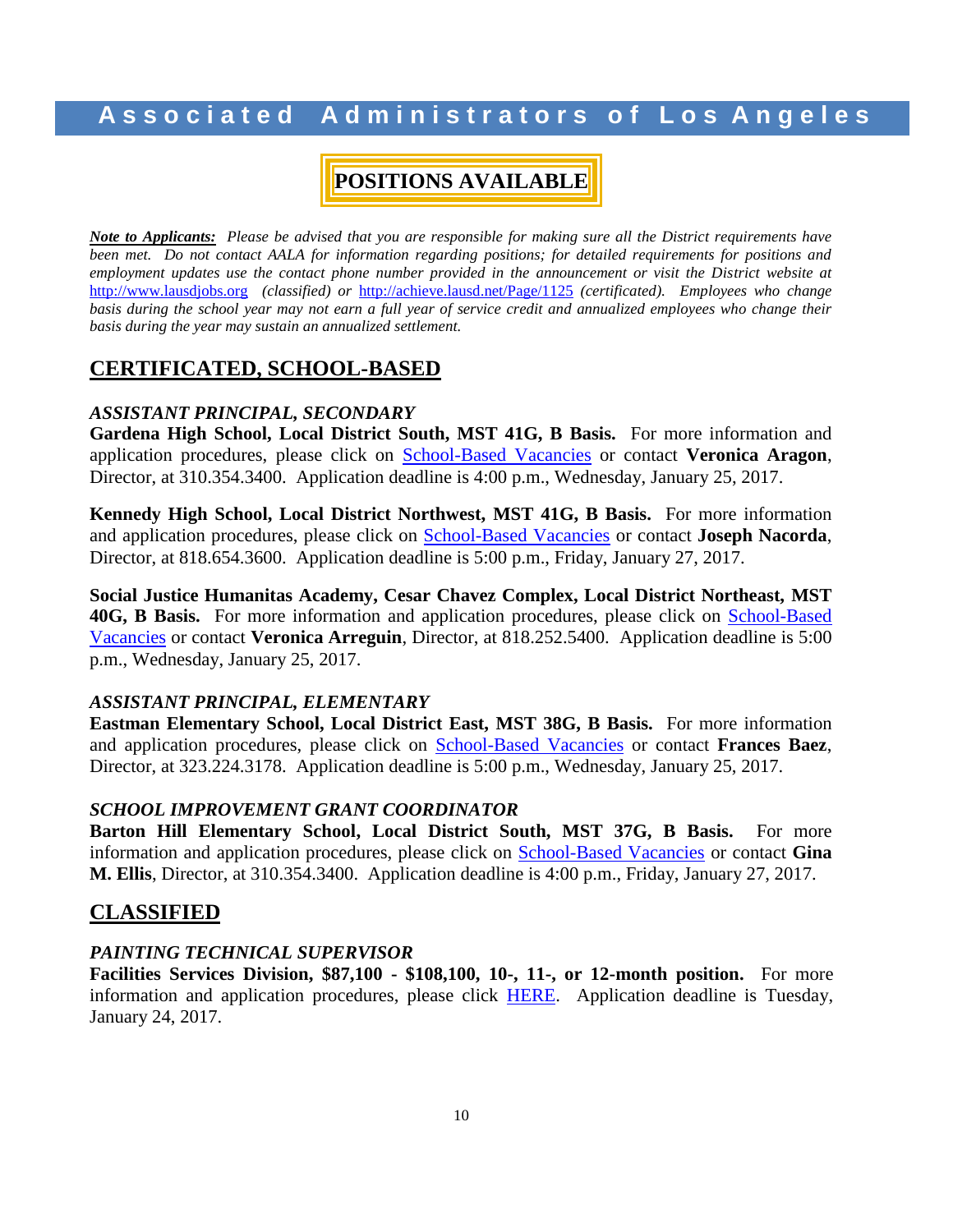# POSITIONS AVAILABLE

***Note to Applicants:*** *Please be advised that you are responsible for making sure all the District requirements have been met. Do not contact AALA for information regarding positions; for detailed requirements for positions and employment updates use the contact phone number provided in the announcement or visit the District website at* http://www.lausdjobs.org *(classified) or* http://achieve.lausd.net/Page/1125 *(certificated). Employees who change basis during the school year may not earn a full year of service credit and annualized employees who change their basis during the year may sustain an annualized settlement.*

## CERTIFICATED, SCHOOL-BASED

### *ASSISTANT PRINCIPAL, SECONDARY*

**Gardena High School, Local District South, MST 41G, B Basis.** For more information and application procedures, please click on School-Based Vacancies or contact **Veronica Aragon**, Director, at 310.354.3400. Application deadline is 4:00 p.m., Wednesday, January 25, 2017.

**Kennedy High School, Local District Northwest, MST 41G, B Basis.** For more information and application procedures, please click on School-Based Vacancies or contact **Joseph Nacorda**, Director, at 818.654.3600. Application deadline is 5:00 p.m., Friday, January 27, 2017.

**Social Justice Humanitas Academy, Cesar Chavez Complex, Local District Northeast, MST 40G, B Basis.** For more information and application procedures, please click on School-Based Vacancies or contact **Veronica Arreguin**, Director, at 818.252.5400. Application deadline is 5:00 p.m., Wednesday, January 25, 2017.

### *ASSISTANT PRINCIPAL, ELEMENTARY*

**Eastman Elementary School, Local District East, MST 38G, B Basis.** For more information and application procedures, please click on School-Based Vacancies or contact **Frances Baez**, Director, at 323.224.3178. Application deadline is 5:00 p.m., Wednesday, January 25, 2017.

### *SCHOOL IMPROVEMENT GRANT COORDINATOR*

**Barton Hill Elementary School, Local District South, MST 37G, B Basis.** For more information and application procedures, please click on School-Based Vacancies or contact **Gina M. Ellis**, Director, at 310.354.3400. Application deadline is 4:00 p.m., Friday, January 27, 2017.

## CLASSIFIED

### *PAINTING TECHNICAL SUPERVISOR*

**Facilities Services Division, $87,100 - $108,100, 10-, 11-, or 12-month position.** For more information and application procedures, please click HERE. Application deadline is Tuesday, January 24, 2017.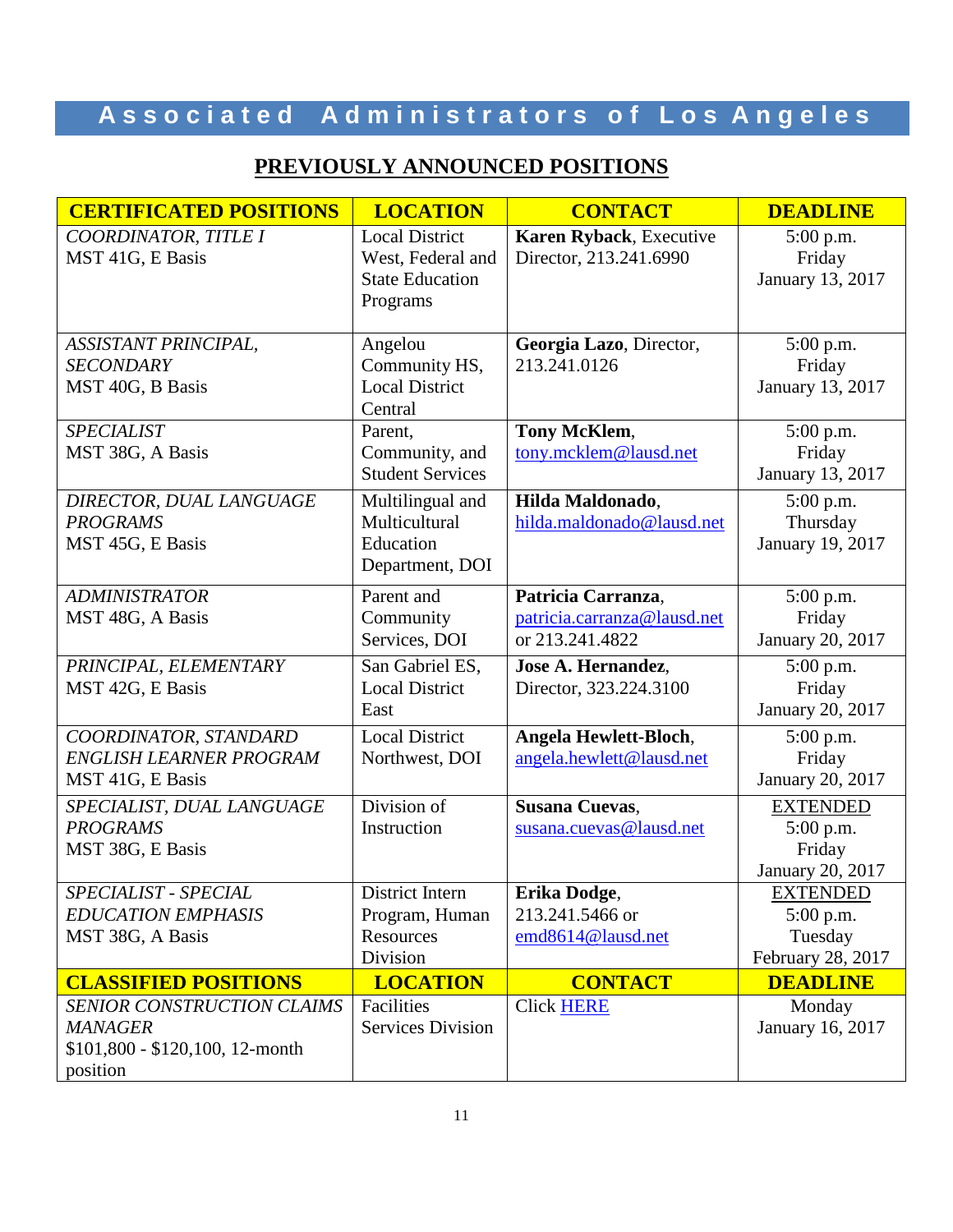# Associated Administrators of Los Angeles

## PREVIOUSLY ANNOUNCED POSITIONS

| CERTIFICATED POSITIONS | LOCATION | CONTACT | DEADLINE |
|---|---|---|---|
| *COORDINATOR, TITLE I* MST 41G, E Basis | Local District West, Federal and State Education Programs | **Karen Ryback**, Executive Director, 213.241.6990 | 5:00 p.m. Friday January 13, 2017 |
| *ASSISTANT PRINCIPAL, SECONDARY* MST 40G, B Basis | Angelou Community HS, Local District Central | **Georgia Lazo**, Director, 213.241.0126 | 5:00 p.m. Friday January 13, 2017 |
| *SPECIALIST* MST 38G, A Basis | Parent, Community, and Student Services | **Tony McKlem**, tony.mcklem@lausd.net | 5:00 p.m. Friday January 13, 2017 |
| *DIRECTOR, DUAL LANGUAGE PROGRAMS* MST 45G, E Basis | Multilingual and Multicultural Education Department, DOI | **Hilda Maldonado**, hilda.maldonado@lausd.net | 5:00 p.m. Thursday January 19, 2017 |
| *ADMINISTRATOR* MST 48G, A Basis | Parent and Community Services, DOI | **Patricia Carranza**, patricia.carranza@lausd.net or 213.241.4822 | 5:00 p.m. Friday January 20, 2017 |
| *PRINCIPAL, ELEMENTARY* MST 42G, E Basis | San Gabriel ES, Local District East | **Jose A. Hernandez**, Director, 323.224.3100 | 5:00 p.m. Friday January 20, 2017 |
| *COORDINATOR, STANDARD ENGLISH LEARNER PROGRAM* MST 41G, E Basis | Local District Northwest, DOI | **Angela Hewlett-Bloch**, angela.hewlett@lausd.net | 5:00 p.m. Friday January 20, 2017 |
| *SPECIALIST, DUAL LANGUAGE PROGRAMS* MST 38G, E Basis | Division of Instruction | **Susana Cuevas**, susana.cuevas@lausd.net | EXTENDED 5:00 p.m. Friday January 20, 2017 |
| *SPECIALIST - SPECIAL EDUCATION EMPHASIS* MST 38G, A Basis | District Intern Program, Human Resources Division | **Erika Dodge**, 213.241.5466 or emd8614@lausd.net | EXTENDED 5:00 p.m. Tuesday February 28, 2017 |
| **CLASSIFIED POSITIONS** | **LOCATION** | **CONTACT** | **DEADLINE** |
| *SENIOR CONSTRUCTION CLAIMS MANAGER* $101,800 - $120,100, 12-month position | Facilities Services Division | Click HERE | Monday January 16, 2017 |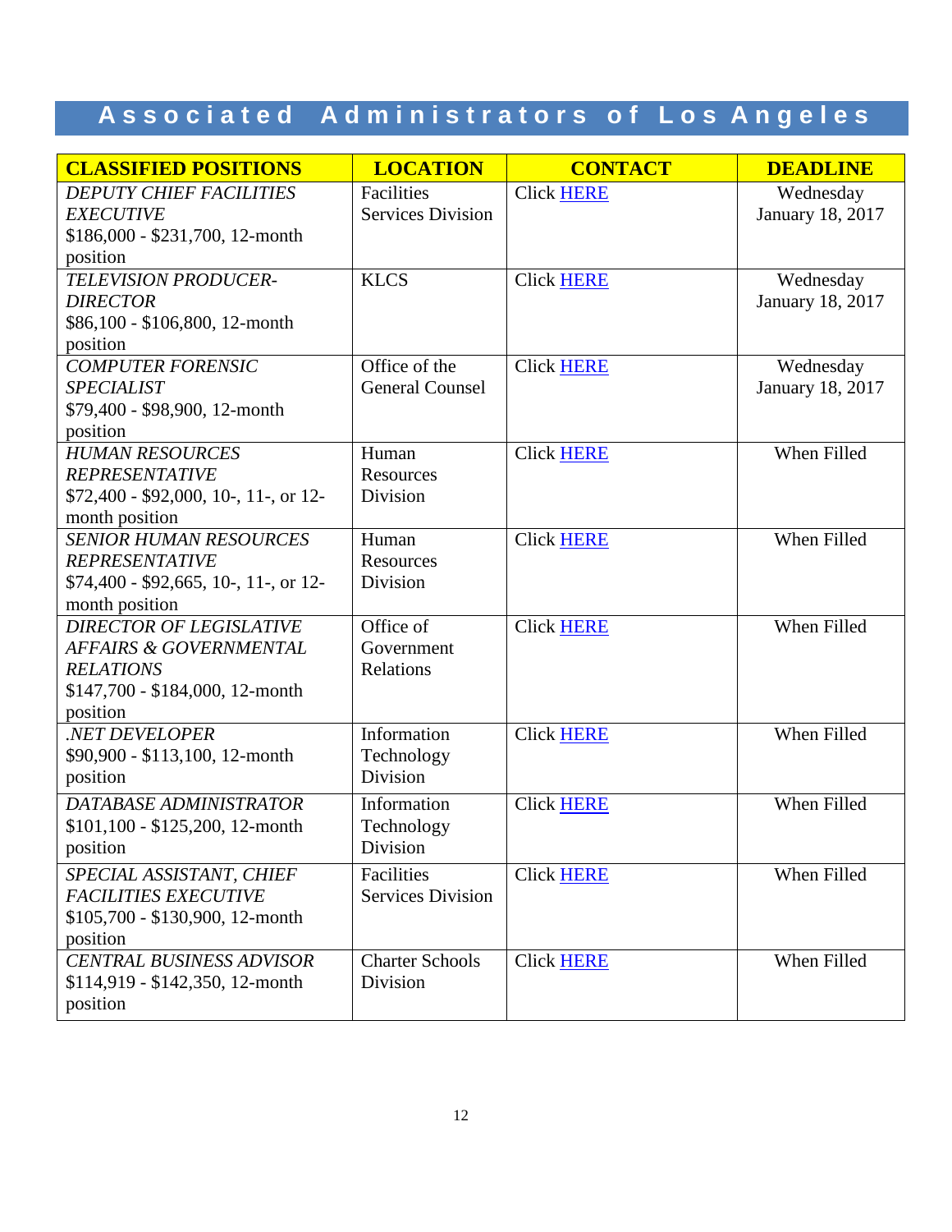# Associated Administrators of Los Angeles

| CLASSIFIED POSITIONS | LOCATION | CONTACT | DEADLINE |
|---|---|---|---|
| *DEPUTY CHIEF FACILITIES EXECUTIVE* $186,000 - $231,700, 12-month position | Facilities Services Division | Click HERE | Wednesday January 18, 2017 |
| *TELEVISION PRODUCER-DIRECTOR* $86,100 - $106,800, 12-month position | KLCS | Click HERE | Wednesday January 18, 2017 |
| *COMPUTER FORENSIC SPECIALIST* $79,400 - $98,900, 12-month position | Office of the General Counsel | Click HERE | Wednesday January 18, 2017 |
| *HUMAN RESOURCES REPRESENTATIVE* $72,400 - $92,000, 10-, 11-, or 12-month position | Human Resources Division | Click HERE | When Filled |
| *SENIOR HUMAN RESOURCES REPRESENTATIVE* $74,400 - $92,665, 10-, 11-, or 12-month position | Human Resources Division | Click HERE | When Filled |
| *DIRECTOR OF LEGISLATIVE AFFAIRS & GOVERNMENTAL RELATIONS* $147,700 - $184,000, 12-month position | Office of Government Relations | Click HERE | When Filled |
| *.NET DEVELOPER* $90,900 - $113,100, 12-month position | Information Technology Division | Click HERE | When Filled |
| *DATABASE ADMINISTRATOR* $101,100 - $125,200, 12-month position | Information Technology Division | Click HERE | When Filled |
| *SPECIAL ASSISTANT, CHIEF FACILITIES EXECUTIVE* $105,700 - $130,900, 12-month position | Facilities Services Division | Click HERE | When Filled |
| *CENTRAL BUSINESS ADVISOR* $114,919 - $142,350, 12-month position | Charter Schools Division | Click HERE | When Filled |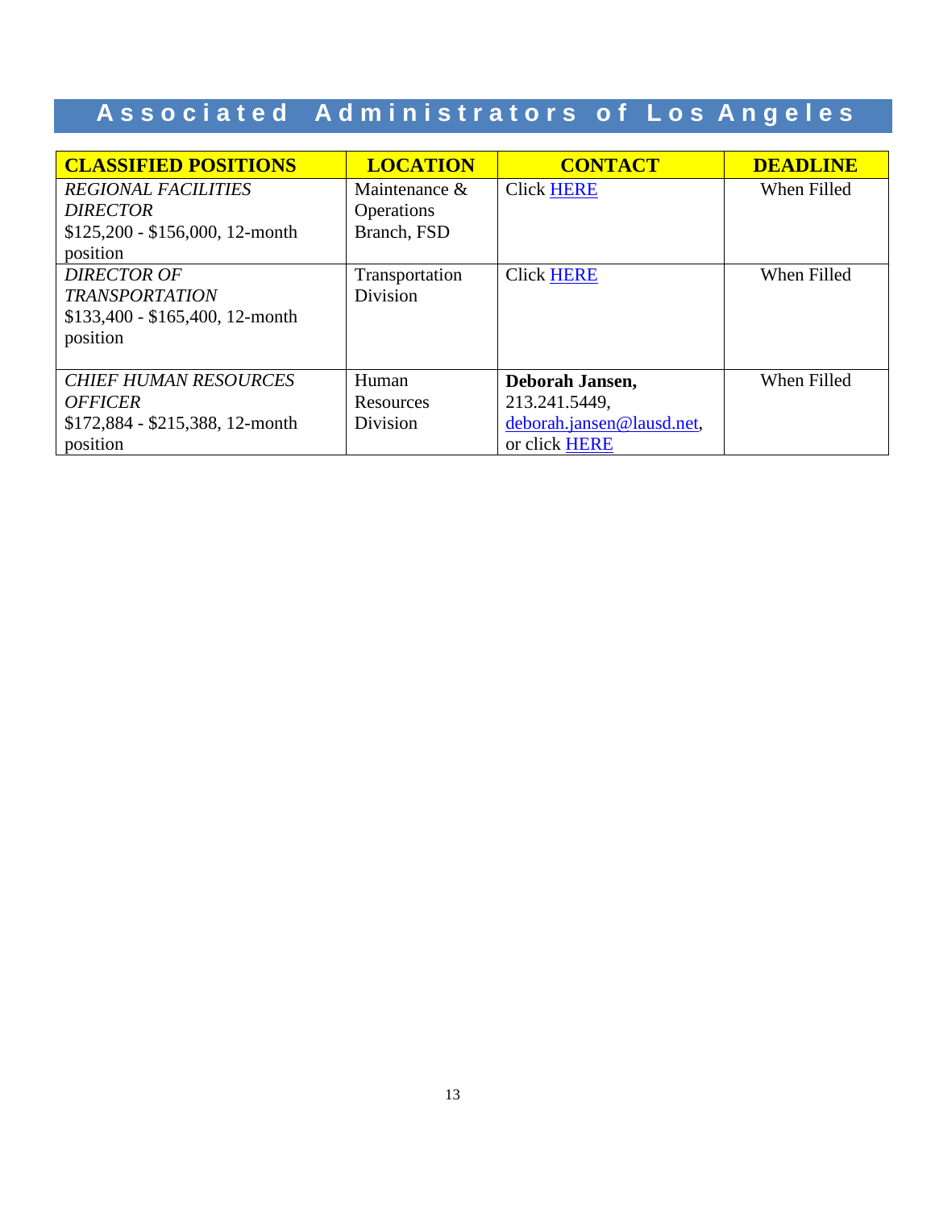# Associated Administrators of Los Angeles

| CLASSIFIED POSITIONS | LOCATION | CONTACT | DEADLINE |
|---|---|---|---|
| *REGIONAL FACILITIES DIRECTOR* $125,200 - $156,000, 12-month position | Maintenance & Operations Branch, FSD | Click HERE | When Filled |
| *DIRECTOR OF TRANSPORTATION* $133,400 - $165,400, 12-month position | Transportation Division | Click HERE | When Filled |
| *CHIEF HUMAN RESOURCES OFFICER* $172,884 - $215,388, 12-month position | Human Resources Division | **Deborah Jansen,** 213.241.5449, deborah.jansen@lausd.net, or click HERE | When Filled |